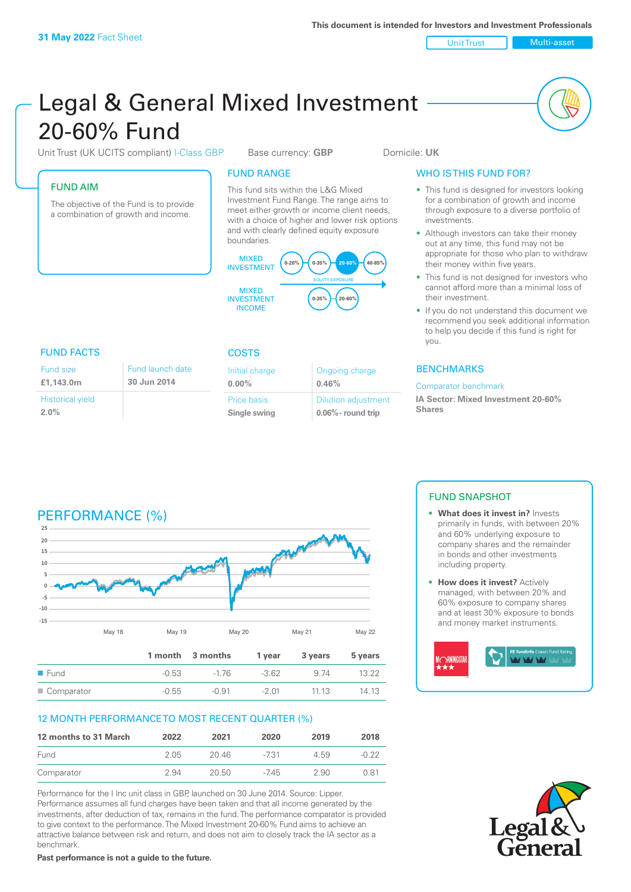**31 May 2022** Fact Sheet

This document is intended for Investors and Investment Professionals

Unit Trust | Multi-asset

# Legal & General Mixed Investment 20-60% Fund

Unit Trust (UK UCITS compliant) I-Class GBP    Base currency: **GBP**    Domicile: **UK**

## FUND AIM

The objective of the Fund is to provide a combination of growth and income.

## FUND RANGE

This fund sits within the L&G Mixed Investment Fund Range. The range aims to meet either growth or income client needs, with a choice of higher and lower risk options and with clearly defined equity exposure boundaries.

MIXED INVESTMENT: 0-20% | 0-35% | 20-60% | 40-85%

EQUITY EXPOSURE

MIXED INVESTMENT INCOME: 0-35% | 20-60%

## WHO IS THIS FUND FOR?

- This fund is designed for investors looking for a combination of growth and income through exposure to a diverse portfolio of investments.
- Although investors can take their money out at any time, this fund may not be appropriate for those who plan to withdraw their money within five years.
- This fund is not designed for investors who cannot afford more than a minimal loss of their investment.
- If you do not understand this document we recommend you seek additional information to help you decide if this fund is right for you.

## FUND FACTS

| Fund size | Fund launch date |
|---|---|
| **£1,143.0m** | **30 Jun 2014** |
| Historical yield | |
| **2.0%** | |

## COSTS

| Initial charge | Ongoing charge |
|---|---|
| **0.00%** | **0.46%** |
| Price basis | Dilution adjustment |
| **Single swing** | **0.06%- round trip** |

## BENCHMARKS

Comparator benchmark

**IA Sector: Mixed Investment 20-60% Shares**

## PERFORMANCE (%)

| | 1 month | 3 months | 1 year | 3 years | 5 years |
|---|---|---|---|---|---|
| Fund | -0.53 | -1.76 | -3.62 | 9.74 | 13.22 |
| Comparator | -0.55 | -0.91 | -2.01 | 11.13 | 14.13 |

## 12 MONTH PERFORMANCE TO MOST RECENT QUARTER (%)

| 12 months to 31 March | 2022 | 2021 | 2020 | 2019 | 2018 |
|---|---|---|---|---|---|
| Fund | 2.05 | 20.46 | -7.31 | 4.59 | -0.22 |
| Comparator | 2.94 | 20.50 | -7.45 | 2.90 | 0.81 |

Performance for the I Inc unit class in GBP, launched on 30 June 2014. Source: Lipper. Performance assumes all fund charges have been taken and that all income generated by the investments, after deduction of tax, remains in the fund. The performance comparator is provided to give context to the performance. The Mixed Investment 20-60% Fund aims to achieve an attractive balance between risk and return, and does not aim to closely track the IA sector as a benchmark.

**Past performance is not a guide to the future.**

## FUND SNAPSHOT

- **What does it invest in?** Invests primarily in funds, with between 20% and 60% underlying exposure to company shares and the remainder in bonds and other investments including property.
- **How does it invest?** Actively managed, with between 20% and 60% exposure to company shares and at least 30% exposure to bonds and money market instruments.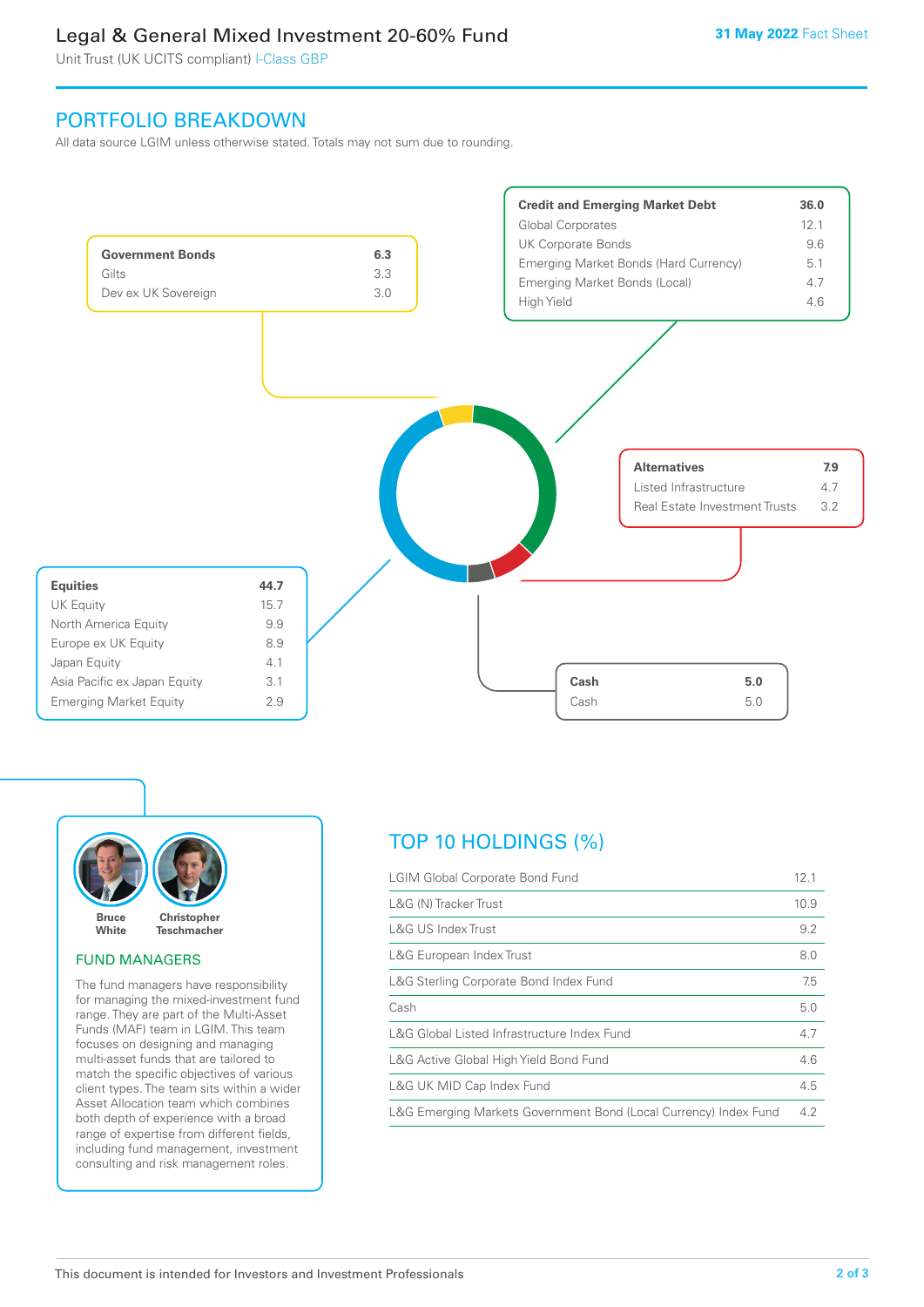# Legal & General Mixed Investment 20-60% Fund

Unit Trust (UK UCITS compliant) I-Class GBP

**31 May 2022** Fact Sheet

## PORTFOLIO BREAKDOWN

All data source LGIM unless otherwise stated. Totals may not sum due to rounding.

| **Government Bonds** | **6.3** |
|---|---|
| Gilts | 3.3 |
| Dev ex UK Sovereign | 3.0 |

| **Credit and Emerging Market Debt** | **36.0** |
|---|---|
| Global Corporates | 12.1 |
| UK Corporate Bonds | 9.6 |
| Emerging Market Bonds (Hard Currency) | 5.1 |
| Emerging Market Bonds (Local) | 4.7 |
| High Yield | 4.6 |

| **Alternatives** | **7.9** |
|---|---|
| Listed Infrastructure | 4.7 |
| Real Estate Investment Trusts | 3.2 |

| **Equities** | **44.7** |
|---|---|
| UK Equity | 15.7 |
| North America Equity | 9.9 |
| Europe ex UK Equity | 8.9 |
| Japan Equity | 4.1 |
| Asia Pacific ex Japan Equity | 3.1 |
| Emerging Market Equity | 2.9 |

| **Cash** | **5.0** |
|---|---|
| Cash | 5.0 |

Bruce White    Christopher Teschmacher

### FUND MANAGERS

The fund managers have responsibility for managing the mixed-investment fund range. They are part of the Multi-Asset Funds (MAF) team in LGIM. This team focuses on designing and managing multi-asset funds that are tailored to match the specific objectives of various client types. The team sits within a wider Asset Allocation team which combines both depth of experience with a broad range of expertise from different fields, including fund management, investment consulting and risk management roles.

## TOP 10 HOLDINGS (%)

| Holding | % |
|---|---|
| LGIM Global Corporate Bond Fund | 12.1 |
| L&G (N) Tracker Trust | 10.9 |
| L&G US Index Trust | 9.2 |
| L&G European Index Trust | 8.0 |
| L&G Sterling Corporate Bond Index Fund | 7.5 |
| Cash | 5.0 |
| L&G Global Listed Infrastructure Index Fund | 4.7 |
| L&G Active Global High Yield Bond Fund | 4.6 |
| L&G UK MID Cap Index Fund | 4.5 |
| L&G Emerging Markets Government Bond (Local Currency) Index Fund | 4.2 |

This document is intended for Investors and Investment Professionals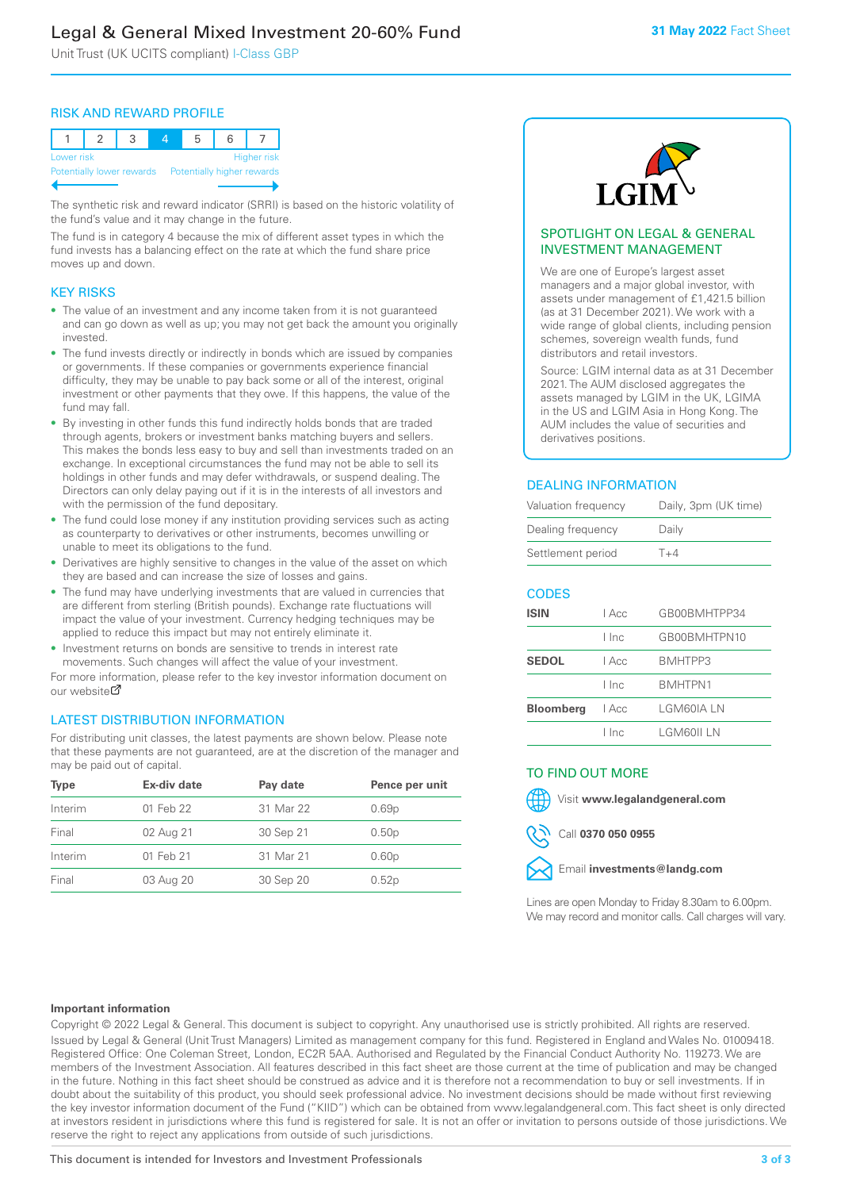# Legal & General Mixed Investment 20-60% Fund

Unit Trust (UK UCITS compliant) I-Class GBP

31 May 2022 Fact Sheet

## RISK AND REWARD PROFILE

| 1 | 2 | 3 | 4 | 5 | 6 | 7 |
|---|---|---|---|---|---|---|

Lower risk — Higher risk

Potentially lower rewards — Potentially higher rewards

The synthetic risk and reward indicator (SRRI) is based on the historic volatility of the fund's value and it may change in the future.

The fund is in category 4 because the mix of different asset types in which the fund invests has a balancing effect on the rate at which the fund share price moves up and down.

## KEY RISKS

- The value of an investment and any income taken from it is not guaranteed and can go down as well as up; you may not get back the amount you originally invested.
- The fund invests directly or indirectly in bonds which are issued by companies or governments. If these companies or governments experience financial difficulty, they may be unable to pay back some or all of the interest, original investment or other payments that they owe. If this happens, the value of the fund may fall.
- By investing in other funds this fund indirectly holds bonds that are traded through agents, brokers or investment banks matching buyers and sellers. This makes the bonds less easy to buy and sell than investments traded on an exchange. In exceptional circumstances the fund may not be able to sell its holdings in other funds and may defer withdrawals, or suspend dealing. The Directors can only delay paying out if it is in the interests of all investors and with the permission of the fund depositary.
- The fund could lose money if any institution providing services such as acting as counterparty to derivatives or other instruments, becomes unwilling or unable to meet its obligations to the fund.
- Derivatives are highly sensitive to changes in the value of the asset on which they are based and can increase the size of losses and gains.
- The fund may have underlying investments that are valued in currencies that are different from sterling (British pounds). Exchange rate fluctuations will impact the value of your investment. Currency hedging techniques may be applied to reduce this impact but may not entirely eliminate it.
- Investment returns on bonds are sensitive to trends in interest rate movements. Such changes will affect the value of your investment.

For more information, please refer to the key investor information document on our website

## LATEST DISTRIBUTION INFORMATION

For distributing unit classes, the latest payments are shown below. Please note that these payments are not guaranteed, are at the discretion of the manager and may be paid out of capital.

| Type | Ex-div date | Pay date | Pence per unit |
|---|---|---|---|
| Interim | 01 Feb 22 | 31 Mar 22 | 0.69p |
| Final | 02 Aug 21 | 30 Sep 21 | 0.50p |
| Interim | 01 Feb 21 | 31 Mar 21 | 0.60p |
| Final | 03 Aug 20 | 30 Sep 20 | 0.52p |

## SPOTLIGHT ON LEGAL & GENERAL INVESTMENT MANAGEMENT

We are one of Europe's largest asset managers and a major global investor, with assets under management of £1,421.5 billion (as at 31 December 2021). We work with a wide range of global clients, including pension schemes, sovereign wealth funds, fund distributors and retail investors.

Source: LGIM internal data as at 31 December 2021. The AUM disclosed aggregates the assets managed by LGIM in the UK, LGIMA in the US and LGIM Asia in Hong Kong. The AUM includes the value of securities and derivatives positions.

## DEALING INFORMATION

| | |
|---|---|
| Valuation frequency | Daily, 3pm (UK time) |
| Dealing frequency | Daily |
| Settlement period | T+4 |

## CODES

| | | |
|---|---|---|
| **ISIN** | I Acc | GB00BMHTPP34 |
| | I Inc | GB00BMHTPN10 |
| **SEDOL** | I Acc | BMHTPP3 |
| | I Inc | BMHTPN1 |
| **Bloomberg** | I Acc | LGM60IA LN |
| | I Inc | LGM60II LN |

## TO FIND OUT MORE

Visit **www.legalandgeneral.com**

Call **0370 050 0955**

Email **investments@landg.com**

Lines are open Monday to Friday 8.30am to 6.00pm. We may record and monitor calls. Call charges will vary.

**Important information**

Copyright © 2022 Legal & General. This document is subject to copyright. Any unauthorised use is strictly prohibited. All rights are reserved. Issued by Legal & General (Unit Trust Managers) Limited as management company for this fund. Registered in England and Wales No. 01009418. Registered Office: One Coleman Street, London, EC2R 5AA. Authorised and Regulated by the Financial Conduct Authority No. 119273. We are members of the Investment Association. All features described in this fact sheet are those current at the time of publication and may be changed in the future. Nothing in this fact sheet should be construed as advice and it is therefore not a recommendation to buy or sell investments. If in doubt about the suitability of this product, you should seek professional advice. No investment decisions should be made without first reviewing the key investor information document of the Fund ("KIID") which can be obtained from www.legalandgeneral.com. This fact sheet is only directed at investors resident in jurisdictions where this fund is registered for sale. It is not an offer or invitation to persons outside of those jurisdictions. We reserve the right to reject any applications from outside of such jurisdictions.

This document is intended for Investors and Investment Professionals